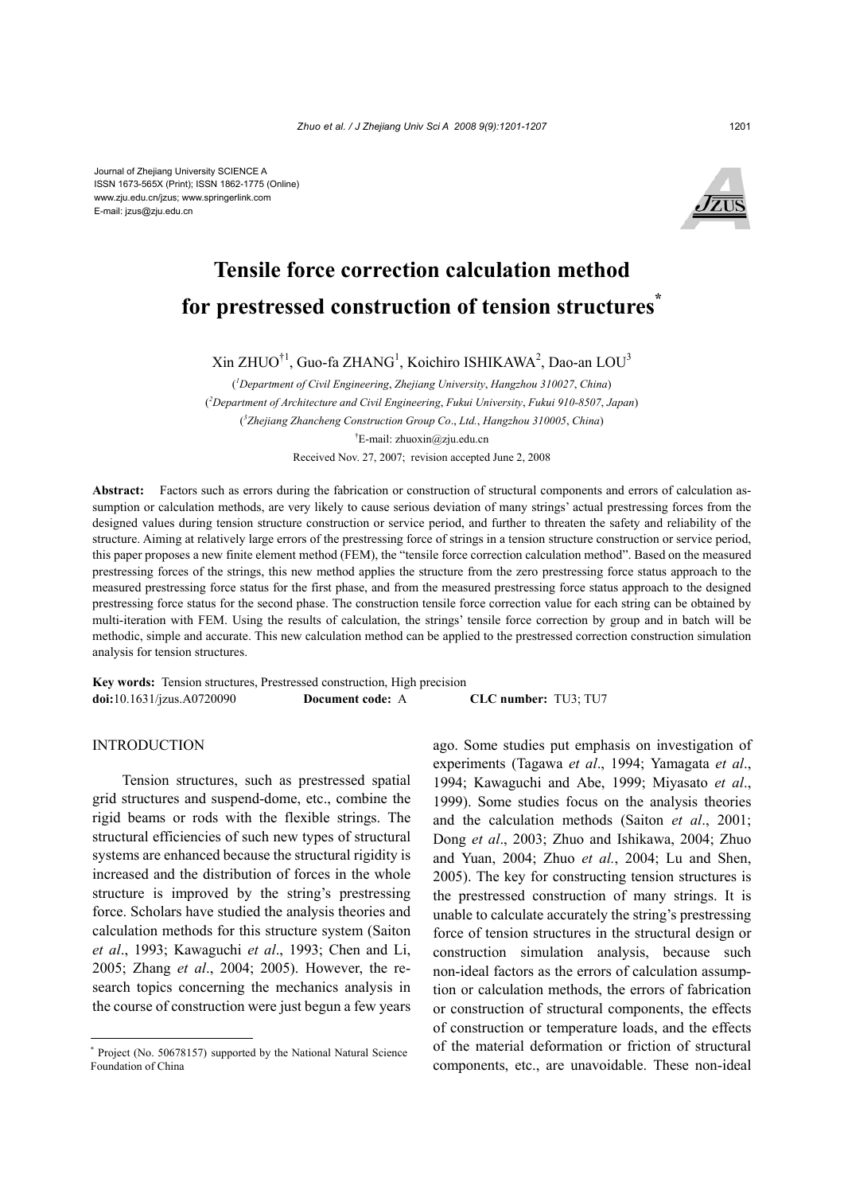Journal of Zhejiang University SCIENCE A
ISSN 1673-565X (Print); ISSN 1862-1775 (Online)
www.zju.edu.cn/jzus; www.springerlink.com
E-mail: jzus@zju.edu.cn

# Tensile force correction calculation method for prestressed construction of tension structures*

Xin ZHUO†[1], Guo-fa ZHANG[1], Koichiro ISHIKAWA[2], Dao-an LOU[3]

([1]*Department of Civil Engineering*, *Zhejiang University*, *Hangzhou 310027*, *China*)

([2]*Department of Architecture and Civil Engineering*, *Fukui University*, *Fukui 910-8507*, *Japan*)

([3]*Zhejiang Zhancheng Construction Group Co*., *Ltd.*, *Hangzhou 310005*, *China*)

†E-mail: zhuoxin@zju.edu.cn

Received Nov. 27, 2007; revision accepted June 2, 2008

**Abstract:** Factors such as errors during the fabrication or construction of structural components and errors of calculation assumption or calculation methods, are very likely to cause serious deviation of many strings' actual prestressing forces from the designed values during tension structure construction or service period, and further to threaten the safety and reliability of the structure. Aiming at relatively large errors of the prestressing force of strings in a tension structure construction or service period, this paper proposes a new finite element method (FEM), the "tensile force correction calculation method". Based on the measured prestressing forces of the strings, this new method applies the structure from the zero prestressing force status approach to the measured prestressing force status for the first phase, and from the measured prestressing force status approach to the designed prestressing force status for the second phase. The construction tensile force correction value for each string can be obtained by multi-iteration with FEM. Using the results of calculation, the strings' tensile force correction by group and in batch will be methodic, simple and accurate. This new calculation method can be applied to the prestressed correction construction simulation analysis for tension structures.

**Key words:** Tension structures, Prestressed construction, High precision

**doi:**10.1631/jzus.A0720090 **Document code:** A **CLC number:** TU3; TU7

## INTRODUCTION

Tension structures, such as prestressed spatial grid structures and suspend-dome, etc., combine the rigid beams or rods with the flexible strings. The structural efficiencies of such new types of structural systems are enhanced because the structural rigidity is increased and the distribution of forces in the whole structure is improved by the string's prestressing force. Scholars have studied the analysis theories and calculation methods for this structure system (Saiton *et al*., 1993; Kawaguchi *et al*., 1993; Chen and Li, 2005; Zhang *et al*., 2004; 2005). However, the research topics concerning the mechanics analysis in the course of construction were just begun a few years ago. Some studies put emphasis on investigation of experiments (Tagawa *et al*., 1994; Yamagata *et al*., 1994; Kawaguchi and Abe, 1999; Miyasato *et al*., 1999). Some studies focus on the analysis theories and the calculation methods (Saiton *et al*., 2001; Dong *et al*., 2003; Zhuo and Ishikawa, 2004; Zhuo and Yuan, 2004; Zhuo *et al.*, 2004; Lu and Shen, 2005). The key for constructing tension structures is the prestressed construction of many strings. It is unable to calculate accurately the string's prestressing force of tension structures in the structural design or construction simulation analysis, because such non-ideal factors as the errors of calculation assumption or calculation methods, the errors of fabrication or construction of structural components, the effects of construction or temperature loads, and the effects of the material deformation or friction of structural components, etc., are unavoidable. These non-ideal

\* Project (No. 50678157) supported by the National Natural Science Foundation of China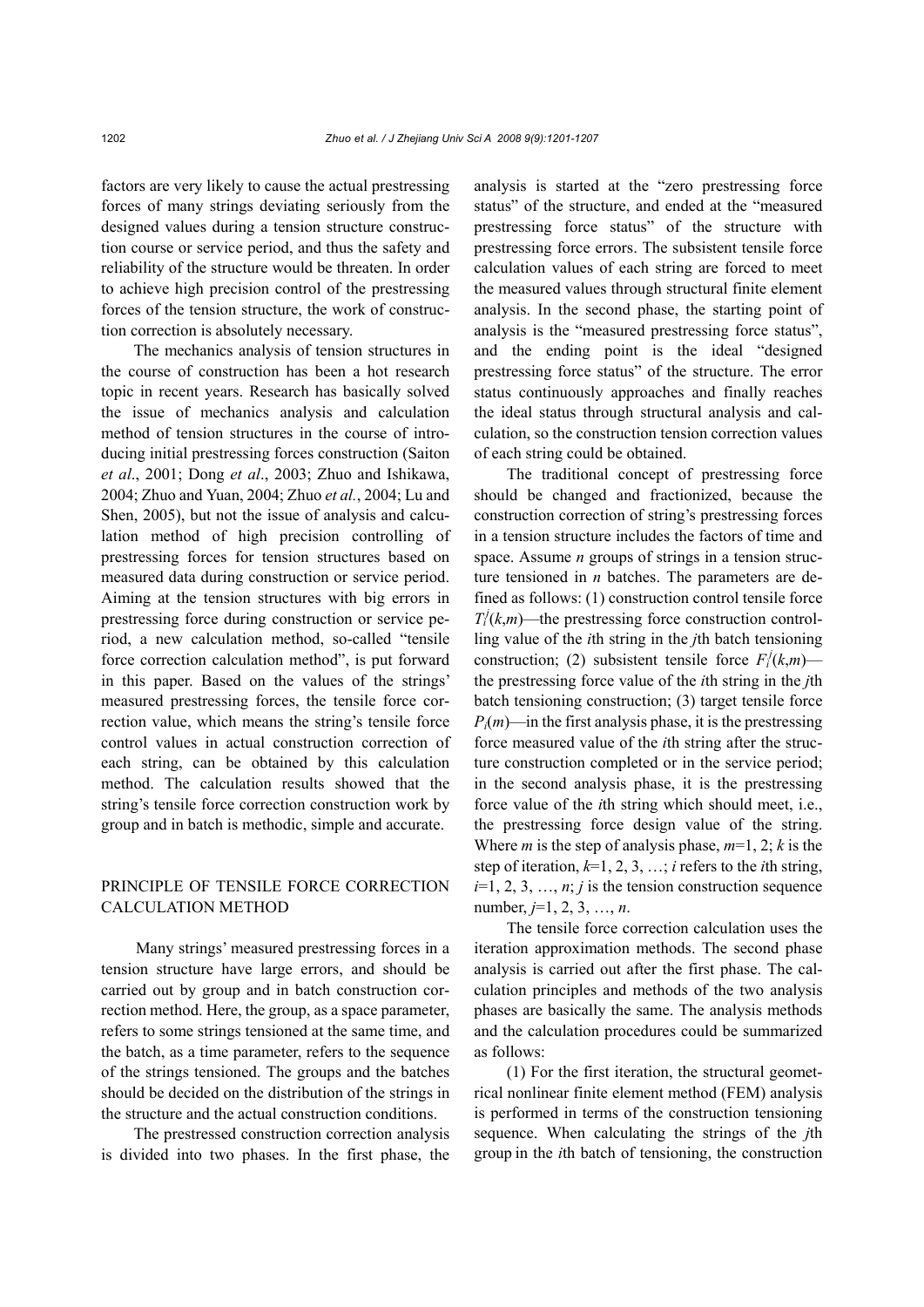factors are very likely to cause the actual prestressing forces of many strings deviating seriously from the designed values during a tension structure construction course or service period, and thus the safety and reliability of the structure would be threaten. In order to achieve high precision control of the prestressing forces of the tension structure, the work of construction correction is absolutely necessary.

The mechanics analysis of tension structures in the course of construction has been a hot research topic in recent years. Research has basically solved the issue of mechanics analysis and calculation method of tension structures in the course of introducing initial prestressing forces construction (Saiton *et al*., 2001; Dong *et al*., 2003; Zhuo and Ishikawa, 2004; Zhuo and Yuan, 2004; Zhuo *et al.*, 2004; Lu and Shen, 2005), but not the issue of analysis and calculation method of high precision controlling of prestressing forces for tension structures based on measured data during construction or service period. Aiming at the tension structures with big errors in prestressing force during construction or service period, a new calculation method, so-called "tensile force correction calculation method", is put forward in this paper. Based on the values of the strings' measured prestressing forces, the tensile force correction value, which means the string's tensile force control values in actual construction correction of each string, can be obtained by this calculation method. The calculation results showed that the string's tensile force correction construction work by group and in batch is methodic, simple and accurate.

## PRINCIPLE OF TENSILE FORCE CORRECTION CALCULATION METHOD

Many strings' measured prestressing forces in a tension structure have large errors, and should be carried out by group and in batch construction correction method. Here, the group, as a space parameter, refers to some strings tensioned at the same time, and the batch, as a time parameter, refers to the sequence of the strings tensioned. The groups and the batches should be decided on the distribution of the strings in the structure and the actual construction conditions.

The prestressed construction correction analysis is divided into two phases. In the first phase, the analysis is started at the "zero prestressing force status" of the structure, and ended at the "measured prestressing force status" of the structure with prestressing force errors. The subsistent tensile force calculation values of each string are forced to meet the measured values through structural finite element analysis. In the second phase, the starting point of analysis is the "measured prestressing force status", and the ending point is the ideal "designed prestressing force status" of the structure. The error status continuously approaches and finally reaches the ideal status through structural analysis and calculation, so the construction tension correction values of each string could be obtained.

The traditional concept of prestressing force should be changed and fractionized, because the construction correction of string's prestressing forces in a tension structure includes the factors of time and space. Assume $n$ groups of strings in a tension structure tensioned in $n$ batches. The parameters are defined as follows: (1) construction control tensile force $T_i^j(k,m)$—the prestressing force construction controlling value of the $i$th string in the $j$th batch tensioning construction; (2) subsistent tensile force $F_i^j(k,m)$—the prestressing force value of the $i$th string in the $j$th batch tensioning construction; (3) target tensile force $P_i(m)$—in the first analysis phase, it is the prestressing force measured value of the $i$th string after the structure construction completed or in the service period; in the second analysis phase, it is the prestressing force value of the $i$th string which should meet, i.e., the prestressing force design value of the string. Where $m$ is the step of analysis phase, $m$=1, 2; $k$ is the step of iteration, $k$=1, 2, 3, …; $i$ refers to the $i$th string, $i$=1, 2, 3, …, $n$; $j$ is the tension construction sequence number, $j$=1, 2, 3, …, $n$.

The tensile force correction calculation uses the iteration approximation methods. The second phase analysis is carried out after the first phase. The calculation principles and methods of the two analysis phases are basically the same. The analysis methods and the calculation procedures could be summarized as follows:

(1) For the first iteration, the structural geometrical nonlinear finite element method (FEM) analysis is performed in terms of the construction tensioning sequence. When calculating the strings of the $j$th group in the $i$th batch of tensioning, the construction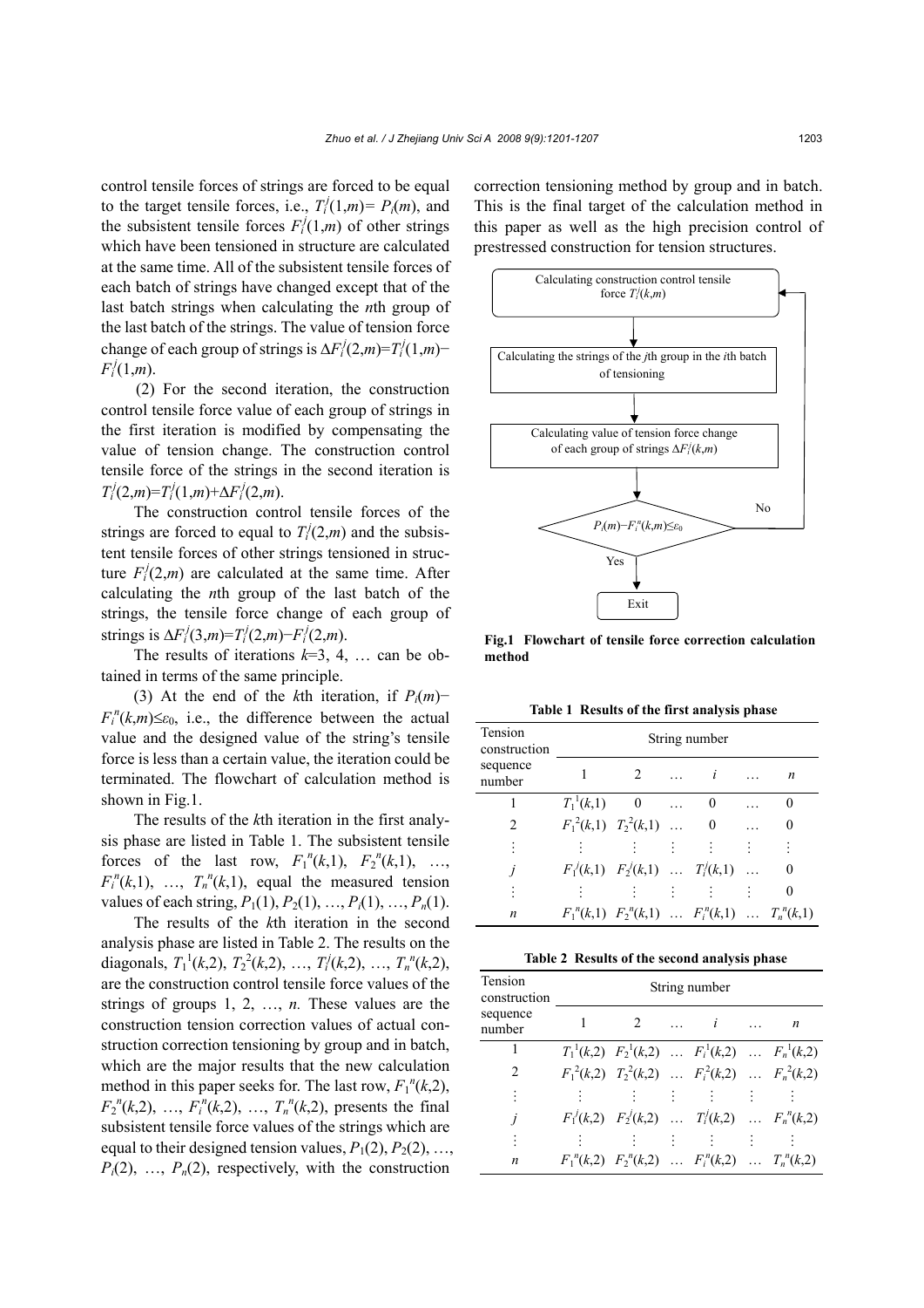control tensile forces of strings are forced to be equal to the target tensile forces, i.e., $T_i^j(1,m)= P_i(m)$, and the subsistent tensile forces $F_i^j(1,m)$ of other strings which have been tensioned in structure are calculated at the same time. All of the subsistent tensile forces of each batch of strings have changed except that of the last batch strings when calculating the $n$th group of the last batch of the strings. The value of tension force change of each group of strings is $\Delta F_i^j(2,m)=T_i^j(1,m)-F_i^j(1,m)$.

(2) For the second iteration, the construction control tensile force value of each group of strings in the first iteration is modified by compensating the value of tension change. The construction control tensile force of the strings in the second iteration is $T_i^j(2,m)=T_i^j(1,m)+\Delta F_i^j(2,m)$.

The construction control tensile forces of the strings are forced to equal to $T_i^j(2,m)$ and the subsistent tensile forces of other strings tensioned in structure $F_i^j(2,m)$ are calculated at the same time. After calculating the $n$th group of the last batch of the strings, the tensile force change of each group of strings is $\Delta F_i^j(3,m)=T_i^j(2,m)-F_i^j(2,m)$.

The results of iterations $k$=3, 4, … can be obtained in terms of the same principle.

(3) At the end of the $k$th iteration, if $P_i(m)-F_i^n(k,m)\leq\varepsilon_0$, i.e., the difference between the actual value and the designed value of the string's tensile force is less than a certain value, the iteration could be terminated. The flowchart of calculation method is shown in Fig.1.

The results of the $k$th iteration in the first analysis phase are listed in Table 1. The subsistent tensile forces of the last row, $F_1^n(k,1)$, $F_2^n(k,1)$, …, $F_i^n(k,1)$, …, $T_n^n(k,1)$, equal the measured tension values of each string, $P_1(1), P_2(1), …, P_i(1), …, P_n(1)$.

The results of the $k$th iteration in the second analysis phase are listed in Table 2. The results on the diagonals, $T_1^1(k,2)$, $T_2^2(k,2)$, …, $T_i^j(k,2)$, …, $T_n^n(k,2)$, are the construction control tensile force values of the strings of groups 1, 2, …, $n$. These values are the construction tension correction values of actual construction correction tensioning by group and in batch, which are the major results that the new calculation method in this paper seeks for. The last row, $F_1^n(k,2)$, $F_2^n(k,2)$, …, $F_i^n(k,2)$, …, $T_n^n(k,2)$, presents the final subsistent tensile force values of the strings which are equal to their designed tension values, $P_1(2), P_2(2), …, P_i(2), …, P_n(2)$, respectively, with the construction correction tensioning method by group and in batch. This is the final target of the calculation method in this paper as well as the high precision control of prestressed construction for tension structures.

Calculating construction control tensile force $T_i^j(k,m)$ → Calculating the strings of the $j$th group in the $i$th batch of tensioning → Calculating value of tension force change of each group of strings $\Delta F_i^j(k,m)$ → $P_i(m)-F_i^n(k,m)\leq\varepsilon_0$ (No: return to first step; Yes: Exit)

**Fig.1 Flowchart of tensile force correction calculation method**

**Table 1 Results of the first analysis phase**

| Tension construction sequence number | String number | | | | | |
|---|---|---|---|---|---|---|
| | 1 | 2 | … | $i$ | … | $n$ |
| 1 | $T_1^1(k,1)$ | 0 | … | 0 | … | 0 |
| 2 | $F_1^2(k,1)$ | $T_2^2(k,1)$ | … | 0 | … | 0 |
| ⋮ | ⋮ | ⋮ | ⋮ | ⋮ | ⋮ | ⋮ |
| $j$ | $F_1^j(k,1)$ | $F_2^j(k,1)$ | … | $T_i^j(k,1)$ | … | 0 |
| ⋮ | ⋮ | ⋮ | ⋮ | ⋮ | ⋮ | 0 |
| $n$ | $F_1^n(k,1)$ | $F_2^n(k,1)$ | … | $F_i^n(k,1)$ | … | $T_n^n(k,1)$ |

**Table 2 Results of the second analysis phase**

| Tension construction sequence number | String number | | | | | |
|---|---|---|---|---|---|---|
| | 1 | 2 | … | $i$ | … | $n$ |
| 1 | $T_1^1(k,2)$ | $F_2^1(k,2)$ | … | $F_i^1(k,2)$ | … | $F_n^1(k,2)$ |
| 2 | $F_1^2(k,2)$ | $T_2^2(k,2)$ | … | $F_i^2(k,2)$ | … | $F_n^2(k,2)$ |
| ⋮ | ⋮ | ⋮ | ⋮ | ⋮ | ⋮ | ⋮ |
| $j$ | $F_1^j(k,2)$ | $F_2^j(k,2)$ | … | $T_i^j(k,2)$ | … | $F_n^n(k,2)$ |
| ⋮ | ⋮ | ⋮ | ⋮ | ⋮ | ⋮ | ⋮ |
| $n$ | $F_1^n(k,2)$ | $F_2^n(k,2)$ | … | $F_i^n(k,2)$ | … | $T_n^n(k,2)$ |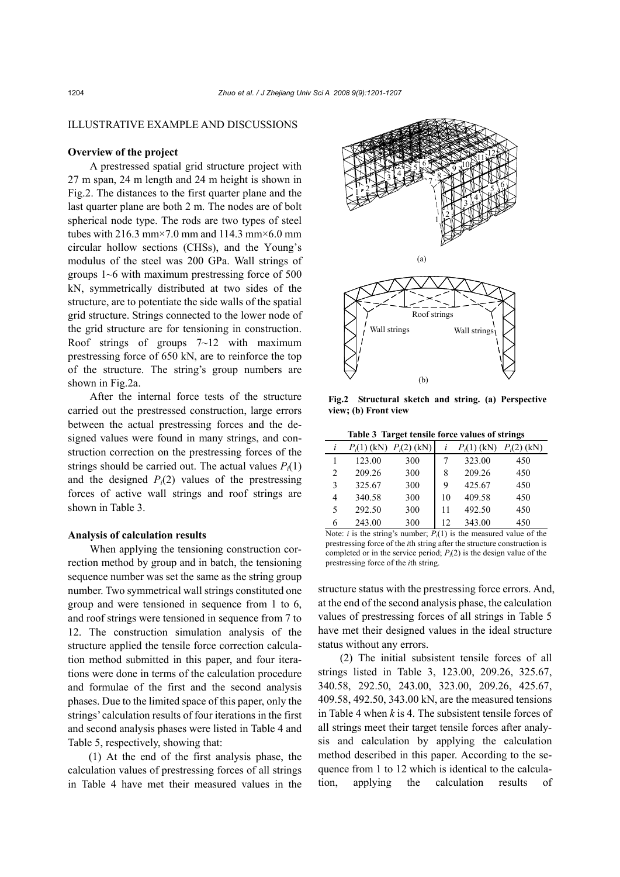## ILLUSTRATIVE EXAMPLE AND DISCUSSIONS

### Overview of the project

A prestressed spatial grid structure project with 27 m span, 24 m length and 24 m height is shown in Fig.2. The distances to the first quarter plane and the last quarter plane are both 2 m. The nodes are of bolt spherical node type. The rods are two types of steel tubes with 216.3 mm×7.0 mm and 114.3 mm×6.0 mm circular hollow sections (CHSs), and the Young's modulus of the steel was 200 GPa. Wall strings of groups 1~6 with maximum prestressing force of 500 kN, symmetrically distributed at two sides of the structure, are to potentiate the side walls of the spatial grid structure. Strings connected to the lower node of the grid structure are for tensioning in construction. Roof strings of groups 7~12 with maximum prestressing force of 650 kN, are to reinforce the top of the structure. The string's group numbers are shown in Fig.2a.

After the internal force tests of the structure carried out the prestressed construction, large errors between the actual prestressing forces and the designed values were found in many strings, and construction correction on the prestressing forces of the strings should be carried out. The actual values $P_i(1)$ and the designed $P_i(2)$ values of the prestressing forces of active wall strings and roof strings are shown in Table 3.

**Fig.2 Structural sketch and string. (a) Perspective view; (b) Front view**

**Table 3 Target tensile force values of strings**

| $i$ | $P_i(1)$ (kN) | $P_i(2)$ (kN) | $i$ | $P_i(1)$ (kN) | $P_i(2)$ (kN) |
|---|---|---|---|---|---|
| 1 | 123.00 | 300 | 7 | 323.00 | 450 |
| 2 | 209.26 | 300 | 8 | 209.26 | 450 |
| 3 | 325.67 | 300 | 9 | 425.67 | 450 |
| 4 | 340.58 | 300 | 10 | 409.58 | 450 |
| 5 | 292.50 | 300 | 11 | 492.50 | 450 |
| 6 | 243.00 | 300 | 12 | 343.00 | 450 |

Note: $i$ is the string's number; $P_i(1)$ is the measured value of the prestressing force of the $i$th string after the structure construction is completed or in the service period; $P_i(2)$ is the design value of the prestressing force of the $i$th string.

### Analysis of calculation results

When applying the tensioning construction correction method by group and in batch, the tensioning sequence number was set the same as the string group number. Two symmetrical wall strings constituted one group and were tensioned in sequence from 1 to 6, and roof strings were tensioned in sequence from 7 to 12. The construction simulation analysis of the structure applied the tensile force correction calculation method submitted in this paper, and four iterations were done in terms of the calculation procedure and formulae of the first and the second analysis phases. Due to the limited space of this paper, only the strings' calculation results of four iterations in the first and second analysis phases were listed in Table 4 and Table 5, respectively, showing that:

(1) At the end of the first analysis phase, the calculation values of prestressing forces of all strings in Table 4 have met their measured values in the structure status with the prestressing force errors. And, at the end of the second analysis phase, the calculation values of prestressing forces of all strings in Table 5 have met their designed values in the ideal structure status without any errors.

(2) The initial subsistent tensile forces of all strings listed in Table 3, 123.00, 209.26, 325.67, 340.58, 292.50, 243.00, 323.00, 209.26, 425.67, 409.58, 492.50, 343.00 kN, are the measured tensions in Table 4 when $k$ is 4. The subsistent tensile forces of all strings meet their target tensile forces after analysis and calculation by applying the calculation method described in this paper. According to the sequence from 1 to 12 which is identical to the calculation, applying the calculation results of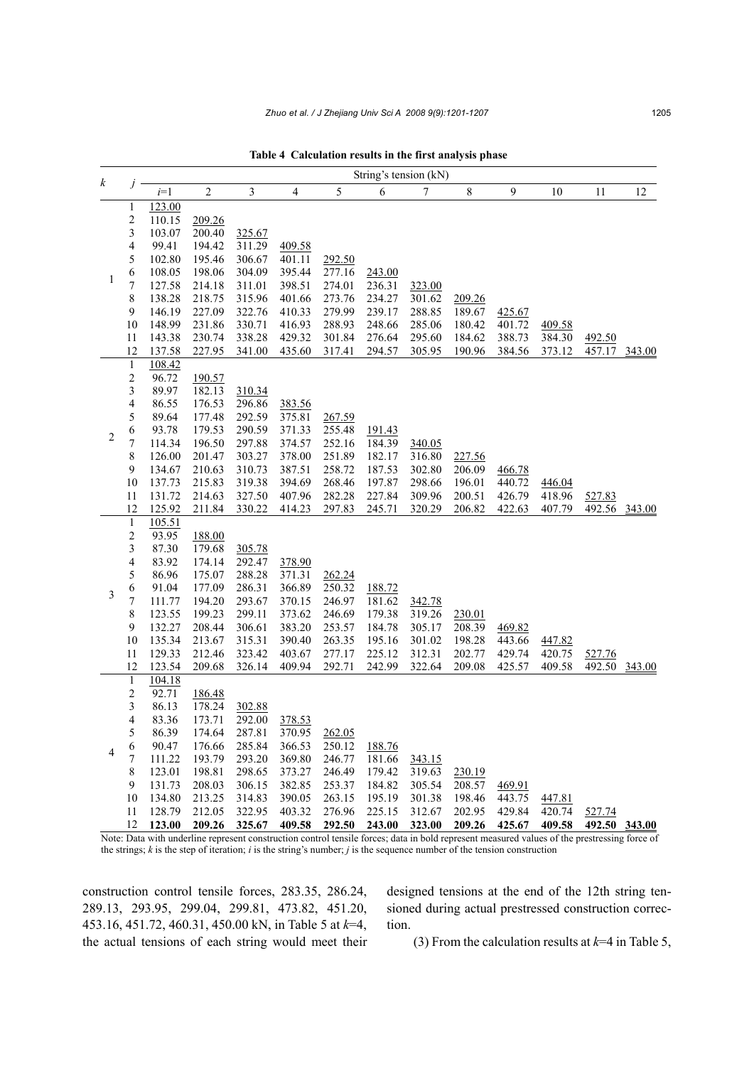**Table 4 Calculation results in the first analysis phase**

| $k$ | $j$ | String's tension (kN) | | | | | | | | | | | |
|---|---|---|---|---|---|---|---|---|---|---|---|---|---|
| | | $i$=1 | 2 | 3 | 4 | 5 | 6 | 7 | 8 | 9 | 10 | 11 | 12 |
| 1 | 1 | 123.00 | | | | | | | | | | | |
| | 2 | 110.15 | 209.26 | | | | | | | | | | |
| | 3 | 103.07 | 200.40 | 325.67 | | | | | | | | | |
| | 4 | 99.41 | 194.42 | 311.29 | 409.58 | | | | | | | | |
| | 5 | 102.80 | 195.46 | 306.67 | 401.11 | 292.50 | | | | | | | |
| | 6 | 108.05 | 198.06 | 304.09 | 395.44 | 277.16 | 243.00 | | | | | | |
| | 7 | 127.58 | 214.18 | 311.01 | 398.51 | 274.01 | 236.31 | 323.00 | | | | | |
| | 8 | 138.28 | 218.75 | 315.96 | 401.66 | 273.76 | 234.27 | 301.62 | 209.26 | | | | |
| | 9 | 146.19 | 227.09 | 322.76 | 410.33 | 279.99 | 239.17 | 288.85 | 189.67 | 425.67 | | | |
| | 10 | 148.99 | 231.86 | 330.71 | 416.93 | 288.93 | 248.66 | 285.06 | 180.42 | 401.72 | 409.58 | | |
| | 11 | 143.38 | 230.74 | 338.28 | 429.32 | 301.84 | 276.64 | 295.60 | 184.62 | 388.73 | 384.30 | 492.50 | |
| | 12 | 137.58 | 227.95 | 341.00 | 435.60 | 317.41 | 294.57 | 305.95 | 190.96 | 384.56 | 373.12 | 457.17 | 343.00 |
| 2 | 1 | 108.42 | | | | | | | | | | | |
| | 2 | 96.72 | 190.57 | | | | | | | | | | |
| | 3 | 89.97 | 182.13 | 310.34 | | | | | | | | | |
| | 4 | 86.55 | 176.53 | 296.86 | 383.56 | | | | | | | | |
| | 5 | 89.64 | 177.48 | 292.59 | 375.81 | 267.59 | | | | | | | |
| | 6 | 93.78 | 179.53 | 290.59 | 371.33 | 255.48 | 191.43 | | | | | | |
| | 7 | 114.34 | 196.50 | 297.88 | 374.57 | 252.16 | 184.39 | 340.05 | | | | | |
| | 8 | 126.00 | 201.47 | 303.27 | 378.00 | 251.89 | 182.17 | 316.80 | 227.56 | | | | |
| | 9 | 134.67 | 210.63 | 310.73 | 387.51 | 258.72 | 187.53 | 302.80 | 206.09 | 466.78 | | | |
| | 10 | 137.73 | 215.83 | 319.38 | 394.69 | 268.46 | 197.87 | 298.66 | 196.01 | 440.72 | 446.04 | | |
| | 11 | 131.72 | 214.63 | 327.50 | 407.96 | 282.28 | 227.84 | 309.96 | 200.51 | 426.79 | 418.96 | 527.83 | |
| | 12 | 125.92 | 211.84 | 330.22 | 414.23 | 297.83 | 245.71 | 320.29 | 206.82 | 422.63 | 407.79 | 492.56 | 343.00 |
| 3 | 1 | 105.51 | | | | | | | | | | | |
| | 2 | 93.95 | 188.00 | | | | | | | | | | |
| | 3 | 87.30 | 179.68 | 305.78 | | | | | | | | | |
| | 4 | 83.92 | 174.14 | 292.47 | 378.90 | | | | | | | | |
| | 5 | 86.96 | 175.07 | 288.28 | 371.31 | 262.24 | | | | | | | |
| | 6 | 91.04 | 177.09 | 286.31 | 366.89 | 250.32 | 188.72 | | | | | | |
| | 7 | 111.77 | 194.20 | 293.67 | 370.15 | 246.97 | 181.62 | 342.78 | | | | | |
| | 8 | 123.55 | 199.23 | 299.11 | 373.62 | 246.69 | 179.38 | 319.26 | 230.01 | | | | |
| | 9 | 132.27 | 208.44 | 306.61 | 383.20 | 253.57 | 184.78 | 305.17 | 208.39 | 469.82 | | | |
| | 10 | 135.34 | 213.67 | 315.31 | 390.40 | 263.35 | 195.16 | 301.02 | 198.28 | 443.66 | 447.82 | | |
| | 11 | 129.33 | 212.46 | 323.42 | 403.67 | 277.17 | 225.12 | 312.31 | 202.77 | 429.74 | 420.75 | 527.76 | |
| | 12 | 123.54 | 209.68 | 326.14 | 409.94 | 292.71 | 242.99 | 322.64 | 209.08 | 425.57 | 409.58 | 492.50 | 343.00 |
| 4 | 1 | 104.18 | | | | | | | | | | | |
| | 2 | 92.71 | 186.48 | | | | | | | | | | |
| | 3 | 86.13 | 178.24 | 302.88 | | | | | | | | | |
| | 4 | 83.36 | 173.71 | 292.00 | 378.53 | | | | | | | | |
| | 5 | 86.39 | 174.64 | 287.81 | 370.95 | 262.05 | | | | | | | |
| | 6 | 90.47 | 176.66 | 285.84 | 366.53 | 250.12 | 188.76 | | | | | | |
| | 7 | 111.22 | 193.79 | 293.20 | 369.80 | 246.77 | 181.66 | 343.15 | | | | | |
| | 8 | 123.01 | 198.81 | 298.65 | 373.27 | 246.49 | 179.42 | 319.63 | 230.19 | | | | |
| | 9 | 131.73 | 208.03 | 306.15 | 382.85 | 253.37 | 184.82 | 305.54 | 208.57 | 469.91 | | | |
| | 10 | 134.80 | 213.25 | 314.83 | 390.05 | 263.15 | 195.19 | 301.38 | 198.46 | 443.75 | 447.81 | | |
| | 11 | 128.79 | 212.05 | 322.95 | 403.32 | 276.96 | 225.15 | 312.67 | 202.95 | 429.84 | 420.74 | 527.74 | |
| | 12 | **123.00** | **209.26** | **325.67** | **409.58** | **292.50** | **243.00** | **323.00** | **209.26** | **425.67** | **409.58** | **492.50** | **343.00** |

Note: Data with underline represent construction control tensile forces; data in bold represent measured values of the prestressing force of the strings; $k$ is the step of iteration; $i$ is the string's number; $j$ is the sequence number of the tension construction

construction control tensile forces, 283.35, 286.24, 289.13, 293.95, 299.04, 299.81, 473.82, 451.20, 453.16, 451.72, 460.31, 450.00 kN, in Table 5 at $k$=4, the actual tensions of each string would meet their designed tensions at the end of the 12th string tensioned during actual prestressed construction correction.

(3) From the calculation results at $k$=4 in Table 5,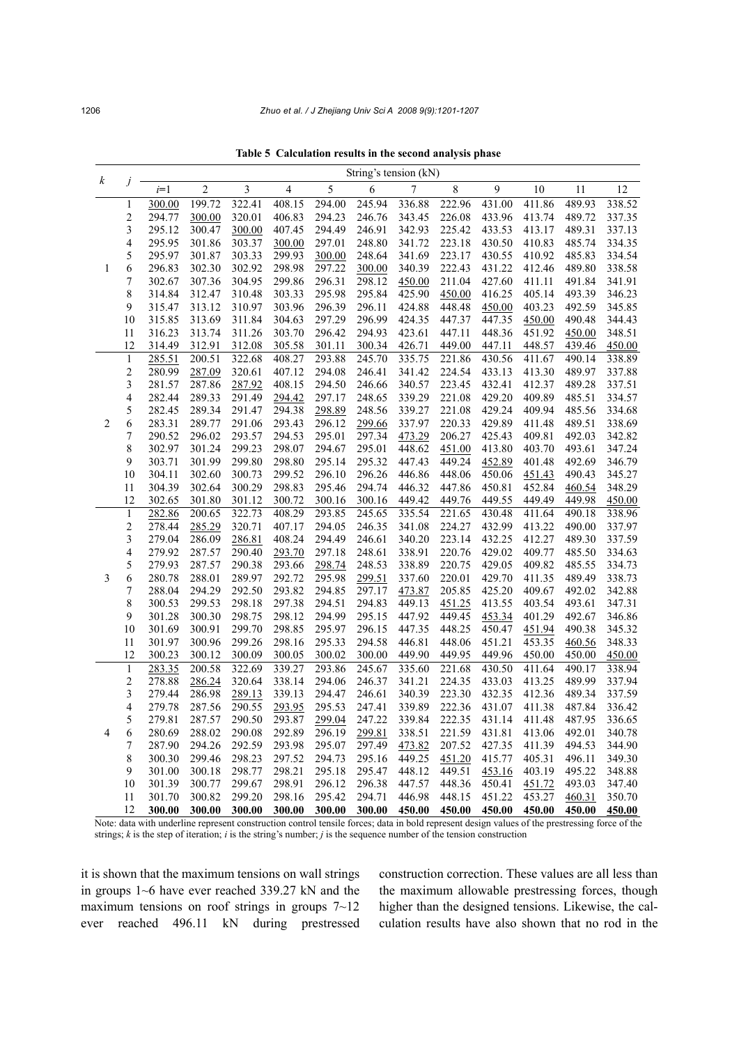**Table 5 Calculation results in the second analysis phase**

| $k$ | $j$ | String's tension (kN) | | | | | | | | | | | |
|---|---|---|---|---|---|---|---|---|---|---|---|---|---|
| | | $i$=1 | 2 | 3 | 4 | 5 | 6 | 7 | 8 | 9 | 10 | 11 | 12 |
| 1 | 1 | <u>300.00</u> | 199.72 | 322.41 | 408.15 | 294.00 | 245.94 | 336.88 | 222.96 | 431.00 | 411.86 | 489.93 | 338.52 |
| | 2 | 294.77 | <u>300.00</u> | 320.01 | 406.83 | 294.23 | 246.76 | 343.45 | 226.08 | 433.96 | 413.74 | 489.72 | 337.35 |
| | 3 | 295.12 | 300.47 | <u>300.00</u> | 407.45 | 294.49 | 246.91 | 342.93 | 225.42 | 433.53 | 413.17 | 489.31 | 337.13 |
| | 4 | 295.95 | 301.86 | 303.37 | <u>300.00</u> | 297.01 | 248.80 | 341.72 | 223.18 | 430.50 | 410.83 | 485.74 | 334.35 |
| | 5 | 295.97 | 301.87 | 303.33 | 299.93 | <u>300.00</u> | 248.64 | 341.69 | 223.17 | 430.55 | 410.92 | 485.83 | 334.54 |
| | 6 | 296.83 | 302.30 | 302.92 | 298.98 | 297.22 | <u>300.00</u> | 340.39 | 222.43 | 431.22 | 412.46 | 489.80 | 338.58 |
| | 7 | 302.67 | 307.36 | 304.95 | 299.86 | 296.31 | 298.12 | <u>450.00</u> | 211.04 | 427.60 | 411.11 | 491.84 | 341.91 |
| | 8 | 314.84 | 312.47 | 310.48 | 303.33 | 295.98 | 295.84 | 425.90 | <u>450.00</u> | 416.25 | 405.14 | 493.39 | 346.23 |
| | 9 | 315.47 | 313.12 | 310.97 | 303.96 | 296.39 | 296.11 | 424.88 | 448.48 | <u>450.00</u> | 403.23 | 492.59 | 345.85 |
| | 10 | 315.85 | 313.69 | 311.84 | 304.63 | 297.29 | 296.99 | 424.35 | 447.37 | 447.35 | <u>450.00</u> | 490.48 | 344.43 |
| | 11 | 316.23 | 313.74 | 311.26 | 303.70 | 296.42 | 294.93 | 423.61 | 447.11 | 448.36 | 451.92 | <u>450.00</u> | 348.51 |
| | 12 | 314.49 | 312.91 | 312.08 | 305.58 | 301.11 | 300.34 | 426.71 | 449.00 | 447.11 | 448.57 | 439.46 | <u>450.00</u> |
| 2 | 1 | <u>285.51</u> | 200.51 | 322.68 | 408.27 | 293.88 | 245.70 | 335.75 | 221.86 | 430.56 | 411.67 | 490.14 | 338.89 |
| | 2 | 280.99 | <u>287.09</u> | 320.61 | 407.12 | 294.08 | 246.41 | 341.42 | 224.54 | 433.13 | 413.30 | 489.97 | 337.88 |
| | 3 | 281.57 | 287.86 | <u>287.92</u> | 408.15 | 294.50 | 246.66 | 340.57 | 223.45 | 432.41 | 412.37 | 489.28 | 337.51 |
| | 4 | 282.44 | 289.33 | 291.49 | <u>294.42</u> | 297.17 | 248.65 | 339.29 | 221.08 | 429.20 | 409.89 | 485.51 | 334.57 |
| | 5 | 282.45 | 289.34 | 291.47 | 294.38 | <u>298.89</u> | 248.56 | 339.27 | 221.08 | 429.24 | 409.94 | 485.56 | 334.68 |
| | 6 | 283.31 | 289.77 | 291.06 | 293.43 | 296.12 | <u>299.66</u> | 337.97 | 220.33 | 429.89 | 411.48 | 489.51 | 338.69 |
| | 7 | 290.52 | 296.02 | 293.57 | 294.53 | 295.01 | 297.34 | <u>473.29</u> | 206.27 | 425.43 | 409.81 | 492.03 | 342.82 |
| | 8 | 302.97 | 301.24 | 299.23 | 298.07 | 294.67 | 295.01 | 448.62 | <u>451.00</u> | 413.80 | 403.70 | 493.61 | 347.24 |
| | 9 | 303.71 | 301.99 | 299.80 | 298.80 | 295.14 | 295.32 | 447.43 | 449.24 | <u>452.89</u> | 401.48 | 492.69 | 346.79 |
| | 10 | 304.11 | 302.60 | 300.73 | 299.52 | 296.10 | 296.26 | 446.86 | 448.06 | 450.06 | <u>451.43</u> | 490.43 | 345.27 |
| | 11 | 304.39 | 302.64 | 300.29 | 298.83 | 295.46 | 294.74 | 446.32 | 447.86 | 450.81 | 452.84 | <u>460.54</u> | 348.29 |
| | 12 | 302.65 | 301.80 | 301.12 | 300.72 | 300.16 | 300.16 | 449.42 | 449.76 | 449.55 | 449.49 | 449.98 | <u>450.00</u> |
| 3 | 1 | <u>282.86</u> | 200.65 | 322.73 | 408.29 | 293.85 | 245.65 | 335.54 | 221.65 | 430.48 | 411.64 | 490.18 | 338.96 |
| | 2 | 278.44 | <u>285.29</u> | 320.71 | 407.17 | 294.05 | 246.35 | 341.08 | 224.27 | 432.99 | 413.22 | 490.00 | 337.97 |
| | 3 | 279.04 | 286.09 | <u>286.81</u> | 408.24 | 294.49 | 246.61 | 340.20 | 223.14 | 432.25 | 412.27 | 489.30 | 337.59 |
| | 4 | 279.92 | 287.57 | 290.40 | <u>293.70</u> | 297.18 | 248.61 | 338.91 | 220.76 | 429.02 | 409.77 | 485.50 | 334.63 |
| | 5 | 279.93 | 287.57 | 290.38 | 293.66 | <u>298.74</u> | 248.53 | 338.89 | 220.75 | 429.05 | 409.82 | 485.55 | 334.73 |
| | 6 | 280.78 | 288.01 | 289.97 | 292.72 | 295.98 | <u>299.51</u> | 337.60 | 220.01 | 429.70 | 411.35 | 489.49 | 338.73 |
| | 7 | 288.04 | 294.29 | 292.50 | 293.82 | 294.85 | 297.17 | <u>473.87</u> | 205.85 | 425.20 | 409.67 | 492.02 | 342.88 |
| | 8 | 300.53 | 299.53 | 298.18 | 297.38 | 294.51 | 294.83 | 449.13 | <u>451.25</u> | 413.55 | 403.54 | 493.61 | 347.31 |
| | 9 | 301.28 | 300.30 | 298.75 | 298.12 | 294.99 | 295.15 | 447.92 | 449.45 | <u>453.34</u> | 401.29 | 492.67 | 346.86 |
| | 10 | 301.69 | 300.91 | 299.70 | 298.85 | 295.97 | 296.15 | 447.35 | 448.25 | 450.47 | <u>451.94</u> | 490.38 | 345.32 |
| | 11 | 301.97 | 300.96 | 299.26 | 298.16 | 295.33 | 294.58 | 446.81 | 448.06 | 451.21 | 453.35 | <u>460.56</u> | 348.33 |
| | 12 | 300.23 | 300.12 | 300.09 | 300.05 | 300.02 | 300.00 | 449.90 | 449.95 | 449.96 | 450.00 | 450.00 | <u>450.00</u> |
| 4 | 1 | <u>283.35</u> | 200.58 | 322.69 | 339.27 | 293.86 | 245.67 | 335.60 | 221.68 | 430.50 | 411.64 | 490.17 | 338.94 |
| | 2 | 278.88 | <u>286.24</u> | 320.64 | 338.14 | 294.06 | 246.37 | 341.21 | 224.35 | 433.03 | 413.25 | 489.99 | 337.94 |
| | 3 | 279.44 | 286.98 | <u>289.13</u> | 339.13 | 294.47 | 246.61 | 340.39 | 223.30 | 432.35 | 412.36 | 489.34 | 337.59 |
| | 4 | 279.78 | 287.56 | 290.55 | <u>293.95</u> | 295.53 | 247.41 | 339.89 | 222.36 | 431.07 | 411.38 | 487.84 | 336.42 |
| | 5 | 279.81 | 287.57 | 290.50 | 293.87 | <u>299.04</u> | 247.22 | 339.84 | 222.35 | 431.14 | 411.48 | 487.95 | 336.65 |
| | 6 | 280.69 | 288.02 | 290.08 | 292.89 | 296.19 | <u>299.81</u> | 338.51 | 221.59 | 431.81 | 413.06 | 492.01 | 340.78 |
| | 7 | 287.90 | 294.26 | 292.59 | 293.98 | 295.07 | 297.49 | <u>473.82</u> | 207.52 | 427.35 | 411.39 | 494.53 | 344.90 |
| | 8 | 300.30 | 299.46 | 298.23 | 297.52 | 294.73 | 295.16 | 449.25 | <u>451.20</u> | 415.77 | 405.31 | 496.11 | 349.30 |
| | 9 | 301.00 | 300.18 | 298.77 | 298.21 | 295.18 | 295.47 | 448.12 | 449.51 | <u>453.16</u> | 403.19 | 495.22 | 348.88 |
| | 10 | 301.39 | 300.77 | 299.67 | 298.91 | 296.12 | 296.38 | 447.57 | 448.36 | 450.41 | <u>451.72</u> | 493.03 | 347.40 |
| | 11 | 301.70 | 300.82 | 299.20 | 298.16 | 295.42 | 294.71 | 446.98 | 448.15 | 451.22 | 453.27 | <u>460.31</u> | 350.70 |
| | 12 | **300.00** | **300.00** | **300.00** | **300.00** | **300.00** | **300.00** | **450.00** | **450.00** | **450.00** | **450.00** | **450.00** | <u>**450.00**</u> |

Note: data with underline represent construction control tensile forces; data in bold represent design values of the prestressing force of the strings; $k$ is the step of iteration; $i$ is the string's number; $j$ is the sequence number of the tension construction

it is shown that the maximum tensions on wall strings in groups 1~6 have ever reached 339.27 kN and the maximum tensions on roof strings in groups 7~12 ever reached 496.11 kN during prestressed construction correction. These values are all less than the maximum allowable prestressing forces, though higher than the designed tensions. Likewise, the calculation results have also shown that no rod in the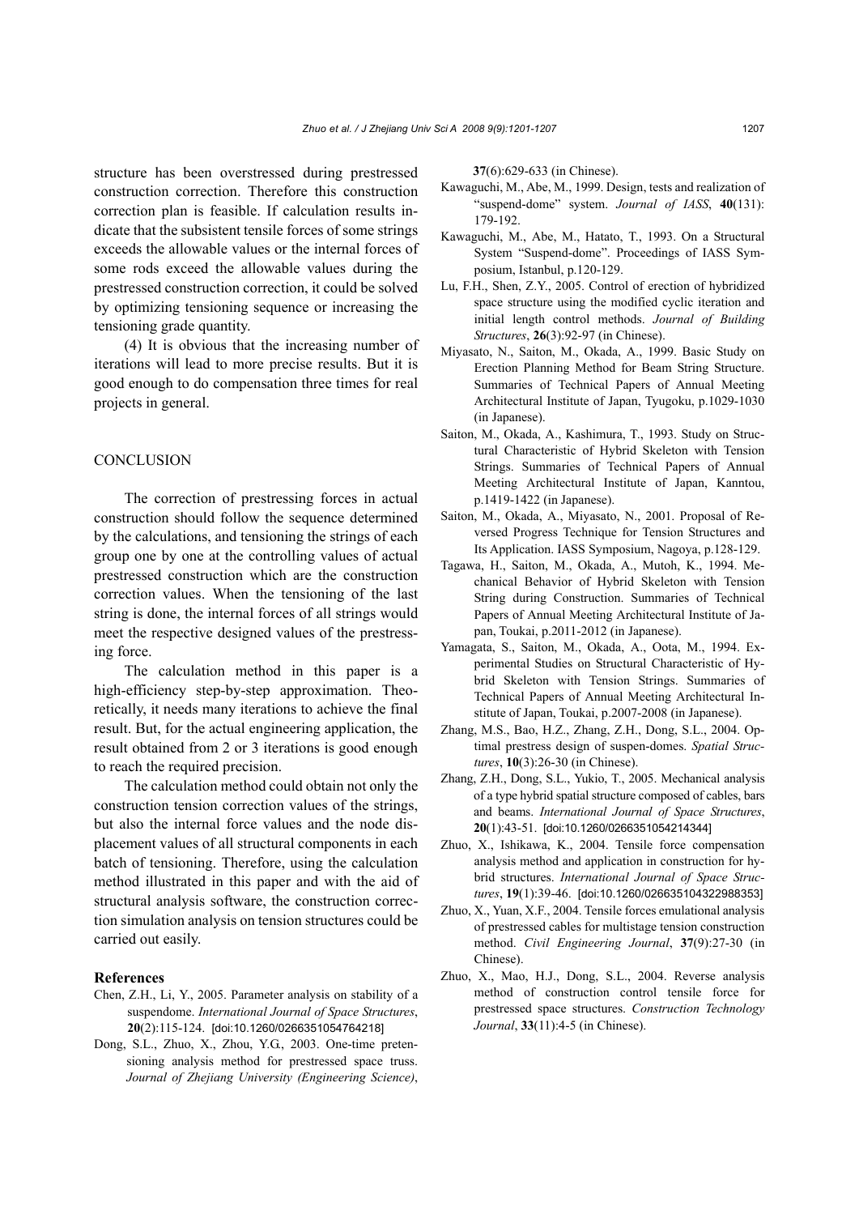structure has been overstressed during prestressed construction correction. Therefore this construction correction plan is feasible. If calculation results indicate that the subsistent tensile forces of some strings exceeds the allowable values or the internal forces of some rods exceed the allowable values during the prestressed construction correction, it could be solved by optimizing tensioning sequence or increasing the tensioning grade quantity.

(4) It is obvious that the increasing number of iterations will lead to more precise results. But it is good enough to do compensation three times for real projects in general.

## CONCLUSION

The correction of prestressing forces in actual construction should follow the sequence determined by the calculations, and tensioning the strings of each group one by one at the controlling values of actual prestressed construction which are the construction correction values. When the tensioning of the last string is done, the internal forces of all strings would meet the respective designed values of the prestressing force.

The calculation method in this paper is a high-efficiency step-by-step approximation. Theoretically, it needs many iterations to achieve the final result. But, for the actual engineering application, the result obtained from 2 or 3 iterations is good enough to reach the required precision.

The calculation method could obtain not only the construction tension correction values of the strings, but also the internal force values and the node displacement values of all structural components in each batch of tensioning. Therefore, using the calculation method illustrated in this paper and with the aid of structural analysis software, the construction correction simulation analysis on tension structures could be carried out easily.

### References

Chen, Z.H., Li, Y., 2005. Parameter analysis on stability of a suspendome. *International Journal of Space Structures*, **20**(2):115-124. [doi:10.1260/0266351054764218]

Dong, S.L., Zhuo, X., Zhou, Y.G., 2003. One-time pretensioning analysis method for prestressed space truss. *Journal of Zhejiang University (Engineering Science)*, **37**(6):629-633 (in Chinese).

Kawaguchi, M., Abe, M., 1999. Design, tests and realization of "suspend-dome" system. *Journal of IASS*, **40**(131): 179-192.

Kawaguchi, M., Abe, M., Hatato, T., 1993. On a Structural System "Suspend-dome". Proceedings of IASS Symposium, Istanbul, p.120-129.

Lu, F.H., Shen, Z.Y., 2005. Control of erection of hybridized space structure using the modified cyclic iteration and initial length control methods. *Journal of Building Structures*, **26**(3):92-97 (in Chinese).

Miyasato, N., Saiton, M., Okada, A., 1999. Basic Study on Erection Planning Method for Beam String Structure. Summaries of Technical Papers of Annual Meeting Architectural Institute of Japan, Tyugoku, p.1029-1030 (in Japanese).

Saiton, M., Okada, A., Kashimura, T., 1993. Study on Structural Characteristic of Hybrid Skeleton with Tension Strings. Summaries of Technical Papers of Annual Meeting Architectural Institute of Japan, Kanntou, p.1419-1422 (in Japanese).

Saiton, M., Okada, A., Miyasato, N., 2001. Proposal of Reversed Progress Technique for Tension Structures and Its Application. IASS Symposium, Nagoya, p.128-129.

Tagawa, H., Saiton, M., Okada, A., Mutoh, K., 1994. Mechanical Behavior of Hybrid Skeleton with Tension String during Construction. Summaries of Technical Papers of Annual Meeting Architectural Institute of Japan, Toukai, p.2011-2012 (in Japanese).

Yamagata, S., Saiton, M., Okada, A., Oota, M., 1994. Experimental Studies on Structural Characteristic of Hybrid Skeleton with Tension Strings. Summaries of Technical Papers of Annual Meeting Architectural Institute of Japan, Toukai, p.2007-2008 (in Japanese).

Zhang, M.S., Bao, H.Z., Zhang, Z.H., Dong, S.L., 2004. Optimal prestress design of suspen-domes. *Spatial Structures*, **10**(3):26-30 (in Chinese).

Zhang, Z.H., Dong, S.L., Yukio, T., 2005. Mechanical analysis of a type hybrid spatial structure composed of cables, bars and beams. *International Journal of Space Structures*, **20**(1):43-51. [doi:10.1260/0266351054214344]

Zhuo, X., Ishikawa, K., 2004. Tensile force compensation analysis method and application in construction for hybrid structures. *International Journal of Space Structures*, **19**(1):39-46. [doi:10.1260/026635104322988353]

Zhuo, X., Yuan, X.F., 2004. Tensile forces emulational analysis of prestressed cables for multistage tension construction method. *Civil Engineering Journal*, **37**(9):27-30 (in Chinese).

Zhuo, X., Mao, H.J., Dong, S.L., 2004. Reverse analysis method of construction control tensile force for prestressed space structures. *Construction Technology Journal*, **33**(11):4-5 (in Chinese).